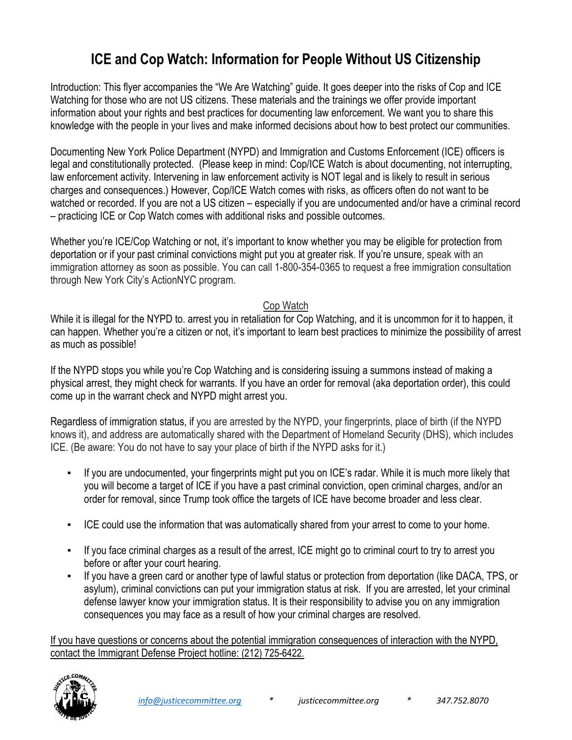# ICE and Cop Watch: Information for People Without US Citizenship

Introduction: This flyer accompanies the "We Are Watching" guide. It goes deeper into the risks of Cop and ICE Watching for those who are not US citizens. These materials and the trainings we offer provide important information about your rights and best practices for documenting law enforcement. We want you to share this knowledge with the people in your lives and make informed decisions about how to best protect our communities.

Documenting New York Police Department (NYPD) and Immigration and Customs Enforcement (ICE) officers is legal and constitutionally protected. (Please keep in mind: Cop/ICE Watch is about documenting, not interrupting, law enforcement activity. Intervening in law enforcement activity is NOT legal and is likely to result in serious charges and consequences.) However, Cop/ICE Watch comes with risks, as officers often do not want to be watched or recorded. If you are not a US citizen – especially if you are undocumented and/or have a criminal record – practicing ICE or Cop Watch comes with additional risks and possible outcomes.

Whether you're ICE/Cop Watching or not, it's important to know whether you may be eligible for protection from deportation or if your past criminal convictions might put you at greater risk. If you're unsure, speak with an immigration attorney as soon as possible. You can call 1-800-354-0365 to request a free immigration consultation through New York City's ActionNYC program.

## Cop Watch

While it is illegal for the NYPD to. arrest you in retaliation for Cop Watching, and it is uncommon for it to happen, it can happen. Whether you're a citizen or not, it's important to learn best practices to minimize the possibility of arrest as much as possible!

If the NYPD stops you while you're Cop Watching and is considering issuing a summons instead of making a physical arrest, they might check for warrants. If you have an order for removal (aka deportation order), this could come up in the warrant check and NYPD might arrest you.

Regardless of immigration status, if you are arrested by the NYPD, your fingerprints, place of birth (if the NYPD knows it), and address are automatically shared with the Department of Homeland Security (DHS), which includes ICE. (Be aware: You do not have to say your place of birth if the NYPD asks for it.)

- If you are undocumented, your fingerprints might put you on ICE's radar. While it is much more likely that you will become a target of ICE if you have a past criminal conviction, open criminal charges, and/or an order for removal, since Trump took office the targets of ICE have become broader and less clear.
- ICE could use the information that was automatically shared from your arrest to come to your home.
- If you face criminal charges as a result of the arrest, ICE might go to criminal court to try to arrest you before or after your court hearing.
- If you have a green card or another type of lawful status or protection from deportation (like DACA, TPS, or asylum), criminal convictions can put your immigration status at risk. If you are arrested, let your criminal defense lawyer know your immigration status. It is their responsibility to advise you on any immigration consequences you may face as a result of how your criminal charges are resolved.

<u>If you have questions or concerns about the potential immigration consequences of interaction with the NYPD, contact the Immigrant Defense Project hotline: (212) 725-6422.</u>

*info@justicecommittee.org * justicecommittee.org * 347.752.8070*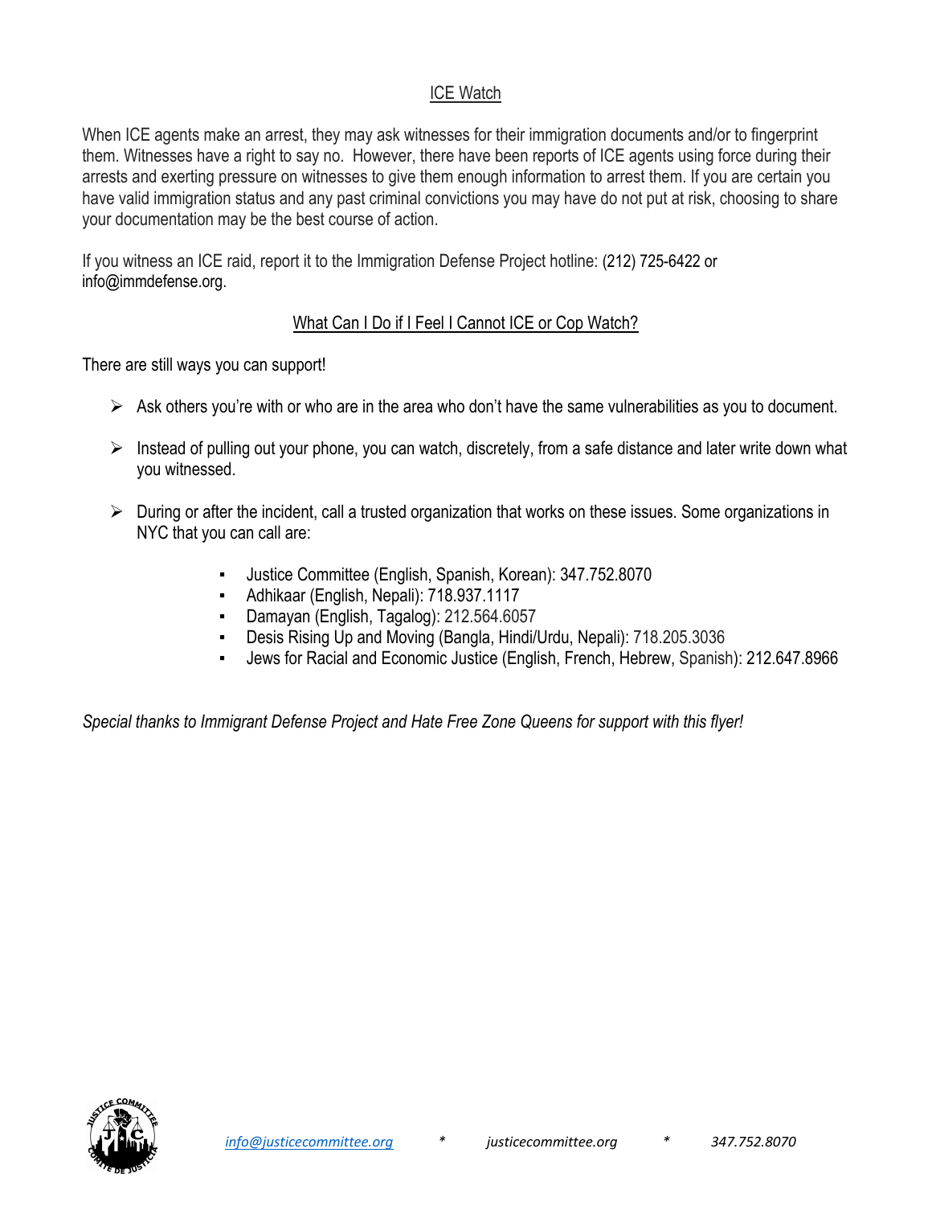## ICE Watch

When ICE agents make an arrest, they may ask witnesses for their immigration documents and/or to fingerprint them. Witnesses have a right to say no. However, there have been reports of ICE agents using force during their arrests and exerting pressure on witnesses to give them enough information to arrest them. If you are certain you have valid immigration status and any past criminal convictions you may have do not put at risk, choosing to share your documentation may be the best course of action.

If you witness an ICE raid, report it to the Immigration Defense Project hotline: (212) 725-6422 or info@immdefense.org.

## What Can I Do if I Feel I Cannot ICE or Cop Watch?

There are still ways you can support!

- Ask others you're with or who are in the area who don't have the same vulnerabilities as you to document.
- Instead of pulling out your phone, you can watch, discretely, from a safe distance and later write down what you witnessed.
- During or after the incident, call a trusted organization that works on these issues. Some organizations in NYC that you can call are:
  - Justice Committee (English, Spanish, Korean): 347.752.8070
  - Adhikaar (English, Nepali): 718.937.1117
  - Damayan (English, Tagalog): 212.564.6057
  - Desis Rising Up and Moving (Bangla, Hindi/Urdu, Nepali): 718.205.3036
  - Jews for Racial and Economic Justice (English, French, Hebrew, Spanish): 212.647.8966

*Special thanks to Immigrant Defense Project and Hate Free Zone Queens for support with this flyer!*